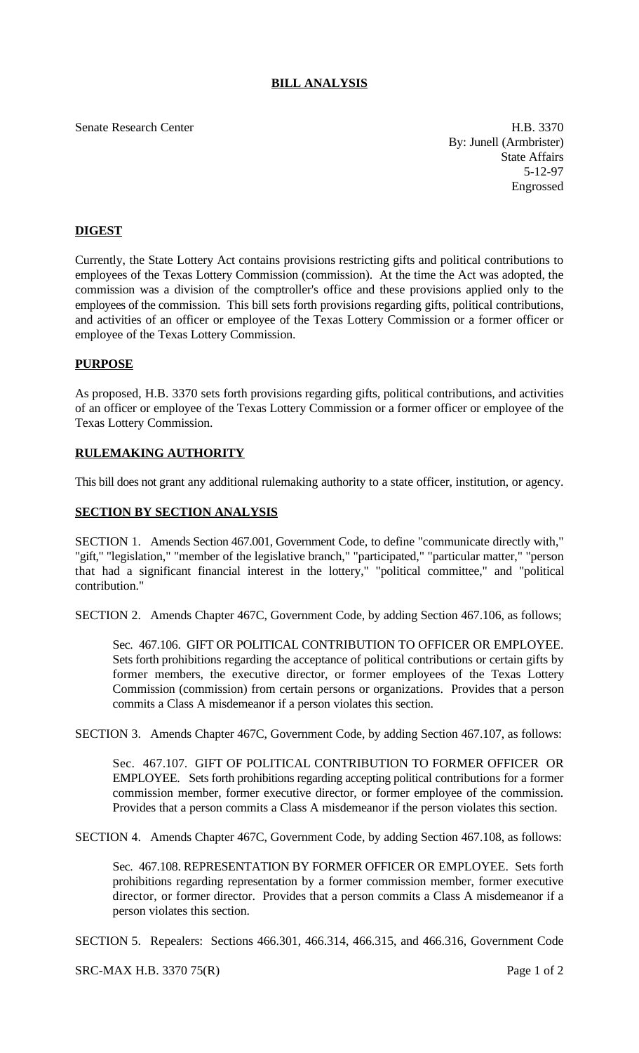# BILL ANALYSIS

Senate Research Center

H.B. 3370
By: Junell (Armbrister)
State Affairs
5-12-97
Engrossed

## DIGEST

Currently, the State Lottery Act contains provisions restricting gifts and political contributions to employees of the Texas Lottery Commission (commission). At the time the Act was adopted, the commission was a division of the comptroller's office and these provisions applied only to the employees of the commission. This bill sets forth provisions regarding gifts, political contributions, and activities of an officer or employee of the Texas Lottery Commission or a former officer or employee of the Texas Lottery Commission.

## PURPOSE

As proposed, H.B. 3370 sets forth provisions regarding gifts, political contributions, and activities of an officer or employee of the Texas Lottery Commission or a former officer or employee of the Texas Lottery Commission.

## RULEMAKING AUTHORITY

This bill does not grant any additional rulemaking authority to a state officer, institution, or agency.

## SECTION BY SECTION ANALYSIS

SECTION 1. Amends Section 467.001, Government Code, to define "communicate directly with," "gift," "legislation," "member of the legislative branch," "participated," "particular matter," "person that had a significant financial interest in the lottery," "political committee," and "political contribution."

SECTION 2. Amends Chapter 467C, Government Code, by adding Section 467.106, as follows;

Sec. 467.106. GIFT OR POLITICAL CONTRIBUTION TO OFFICER OR EMPLOYEE. Sets forth prohibitions regarding the acceptance of political contributions or certain gifts by former members, the executive director, or former employees of the Texas Lottery Commission (commission) from certain persons or organizations. Provides that a person commits a Class A misdemeanor if a person violates this section.

SECTION 3. Amends Chapter 467C, Government Code, by adding Section 467.107, as follows:

Sec. 467.107. GIFT OF POLITICAL CONTRIBUTION TO FORMER OFFICER OR EMPLOYEE. Sets forth prohibitions regarding accepting political contributions for a former commission member, former executive director, or former employee of the commission. Provides that a person commits a Class A misdemeanor if the person violates this section.

SECTION 4. Amends Chapter 467C, Government Code, by adding Section 467.108, as follows:

Sec. 467.108. REPRESENTATION BY FORMER OFFICER OR EMPLOYEE. Sets forth prohibitions regarding representation by a former commission member, former executive director, or former director. Provides that a person commits a Class A misdemeanor if a person violates this section.

SECTION 5. Repealers: Sections 466.301, 466.314, 466.315, and 466.316, Government Code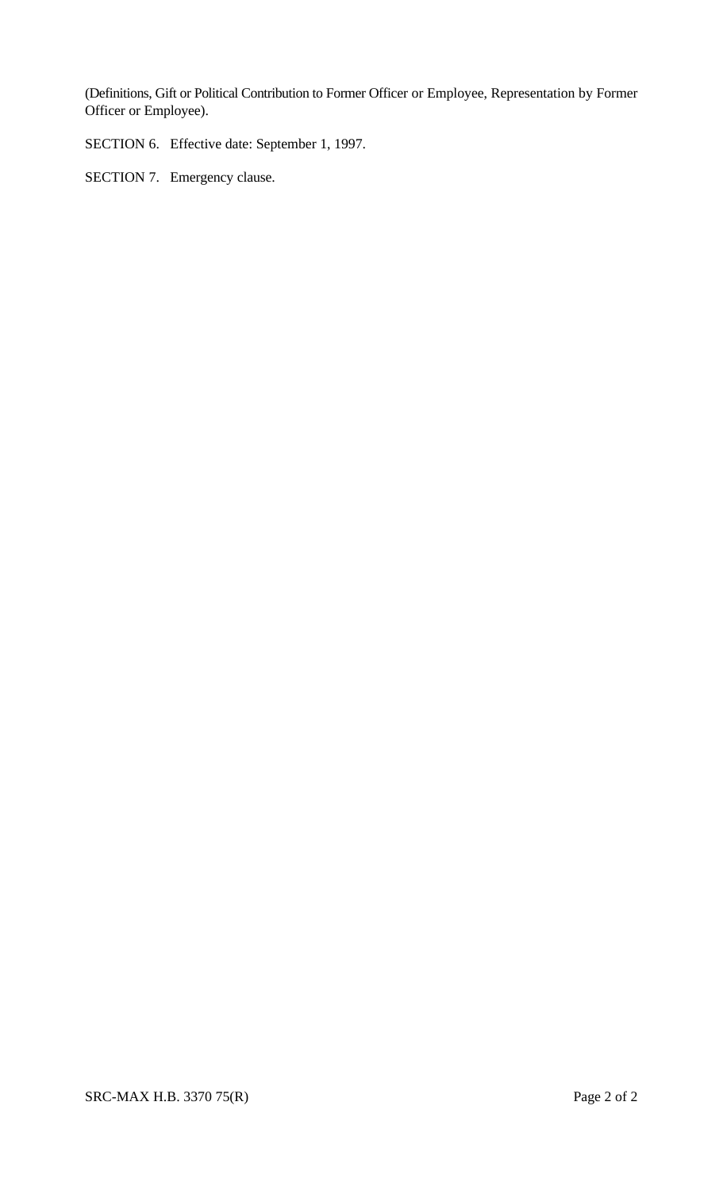(Definitions, Gift or Political Contribution to Former Officer or Employee, Representation by Former Officer or Employee).

SECTION 6. Effective date: September 1, 1997.

SECTION 7. Emergency clause.